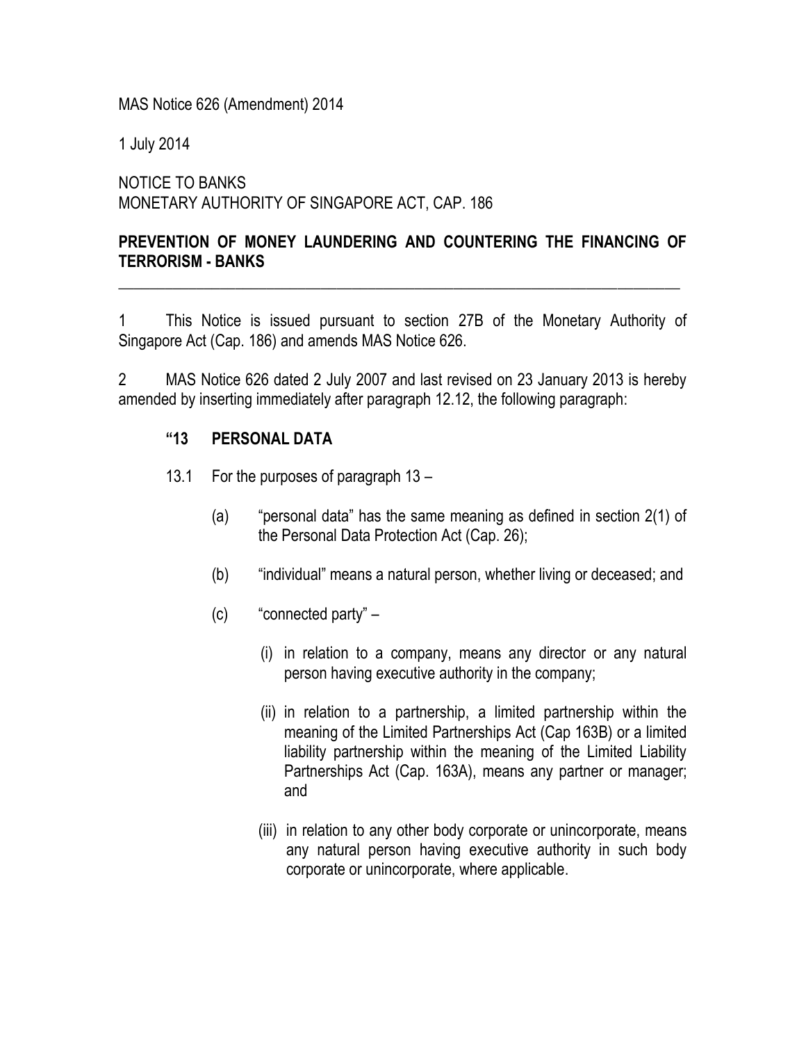MAS Notice 626 (Amendment) 2014

1 July 2014

NOTICE TO BANKS
MONETARY AUTHORITY OF SINGAPORE ACT, CAP. 186

## PREVENTION OF MONEY LAUNDERING AND COUNTERING THE FINANCING OF TERRORISM - BANKS

---

1 This Notice is issued pursuant to section 27B of the Monetary Authority of Singapore Act (Cap. 186) and amends MAS Notice 626.

2 MAS Notice 626 dated 2 July 2007 and last revised on 23 January 2013 is hereby amended by inserting immediately after paragraph 12.12, the following paragraph:

### “13 PERSONAL DATA

13.1 For the purposes of paragraph 13 –

(a) “personal data” has the same meaning as defined in section 2(1) of the Personal Data Protection Act (Cap. 26);

(b) “individual” means a natural person, whether living or deceased; and

(c) “connected party” –

(i) in relation to a company, means any director or any natural person having executive authority in the company;

(ii) in relation to a partnership, a limited partnership within the meaning of the Limited Partnerships Act (Cap 163B) or a limited liability partnership within the meaning of the Limited Liability Partnerships Act (Cap. 163A), means any partner or manager; and

(iii) in relation to any other body corporate or unincorporate, means any natural person having executive authority in such body corporate or unincorporate, where applicable.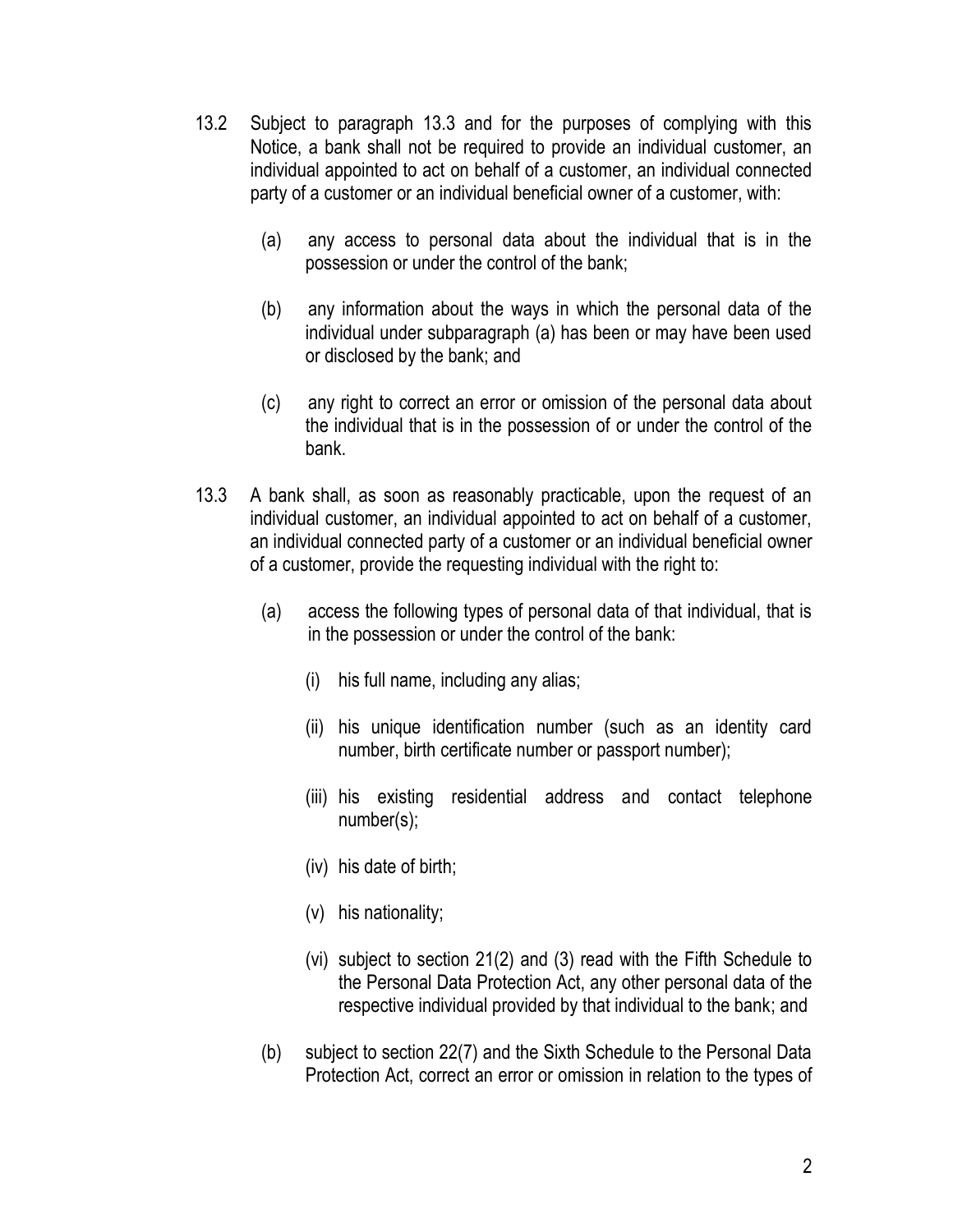13.2 Subject to paragraph 13.3 and for the purposes of complying with this Notice, a bank shall not be required to provide an individual customer, an individual appointed to act on behalf of a customer, an individual connected party of a customer or an individual beneficial owner of a customer, with:

(a) any access to personal data about the individual that is in the possession or under the control of the bank;

(b) any information about the ways in which the personal data of the individual under subparagraph (a) has been or may have been used or disclosed by the bank; and

(c) any right to correct an error or omission of the personal data about the individual that is in the possession of or under the control of the bank.

13.3 A bank shall, as soon as reasonably practicable, upon the request of an individual customer, an individual appointed to act on behalf of a customer, an individual connected party of a customer or an individual beneficial owner of a customer, provide the requesting individual with the right to:

(a) access the following types of personal data of that individual, that is in the possession or under the control of the bank:

(i) his full name, including any alias;

(ii) his unique identification number (such as an identity card number, birth certificate number or passport number);

(iii) his existing residential address and contact telephone number(s);

(iv) his date of birth;

(v) his nationality;

(vi) subject to section 21(2) and (3) read with the Fifth Schedule to the Personal Data Protection Act, any other personal data of the respective individual provided by that individual to the bank; and

(b) subject to section 22(7) and the Sixth Schedule to the Personal Data Protection Act, correct an error or omission in relation to the types of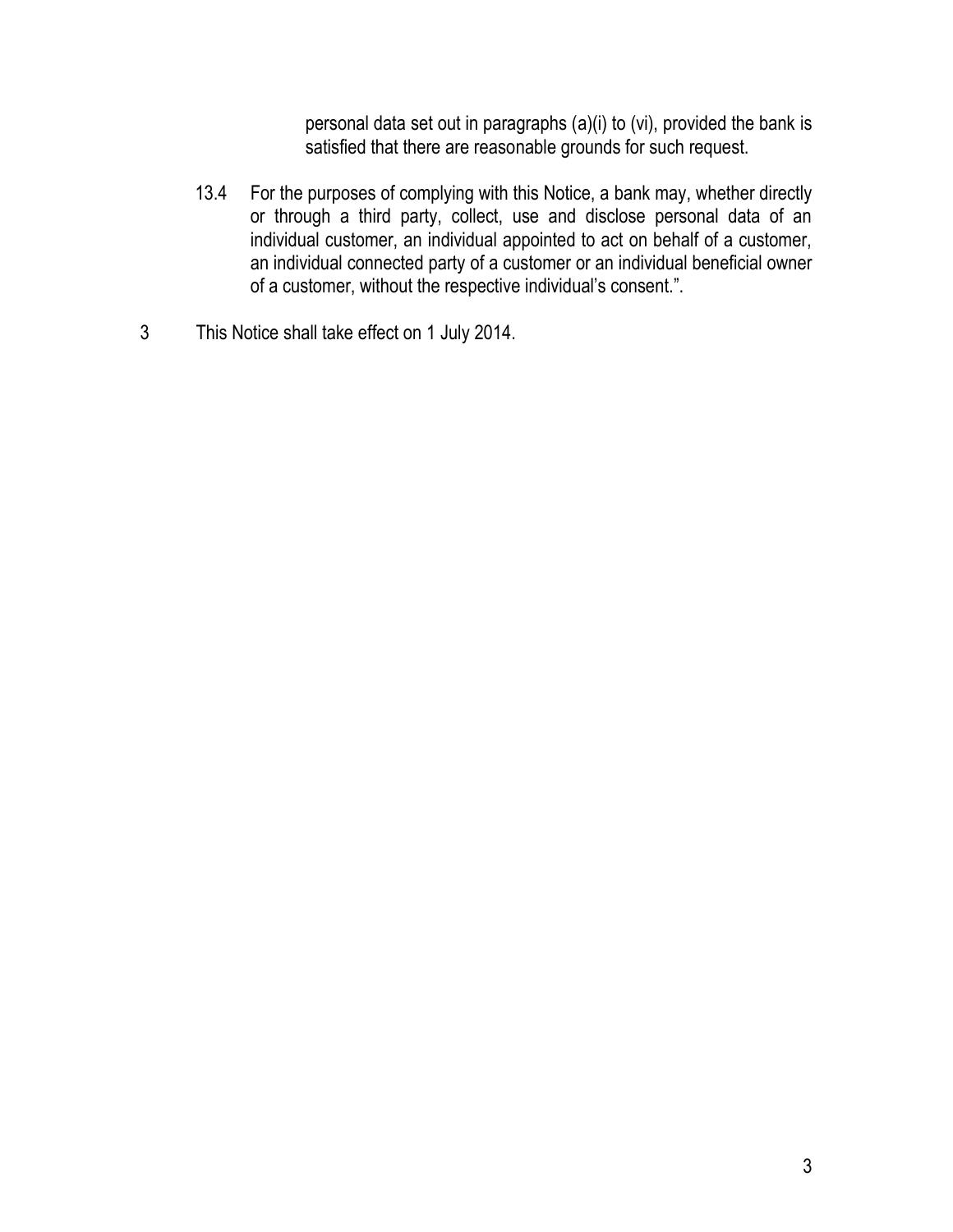personal data set out in paragraphs (a)(i) to (vi), provided the bank is satisfied that there are reasonable grounds for such request.

13.4 For the purposes of complying with this Notice, a bank may, whether directly or through a third party, collect, use and disclose personal data of an individual customer, an individual appointed to act on behalf of a customer, an individual connected party of a customer or an individual beneficial owner of a customer, without the respective individual's consent.".

3 This Notice shall take effect on 1 July 2014.